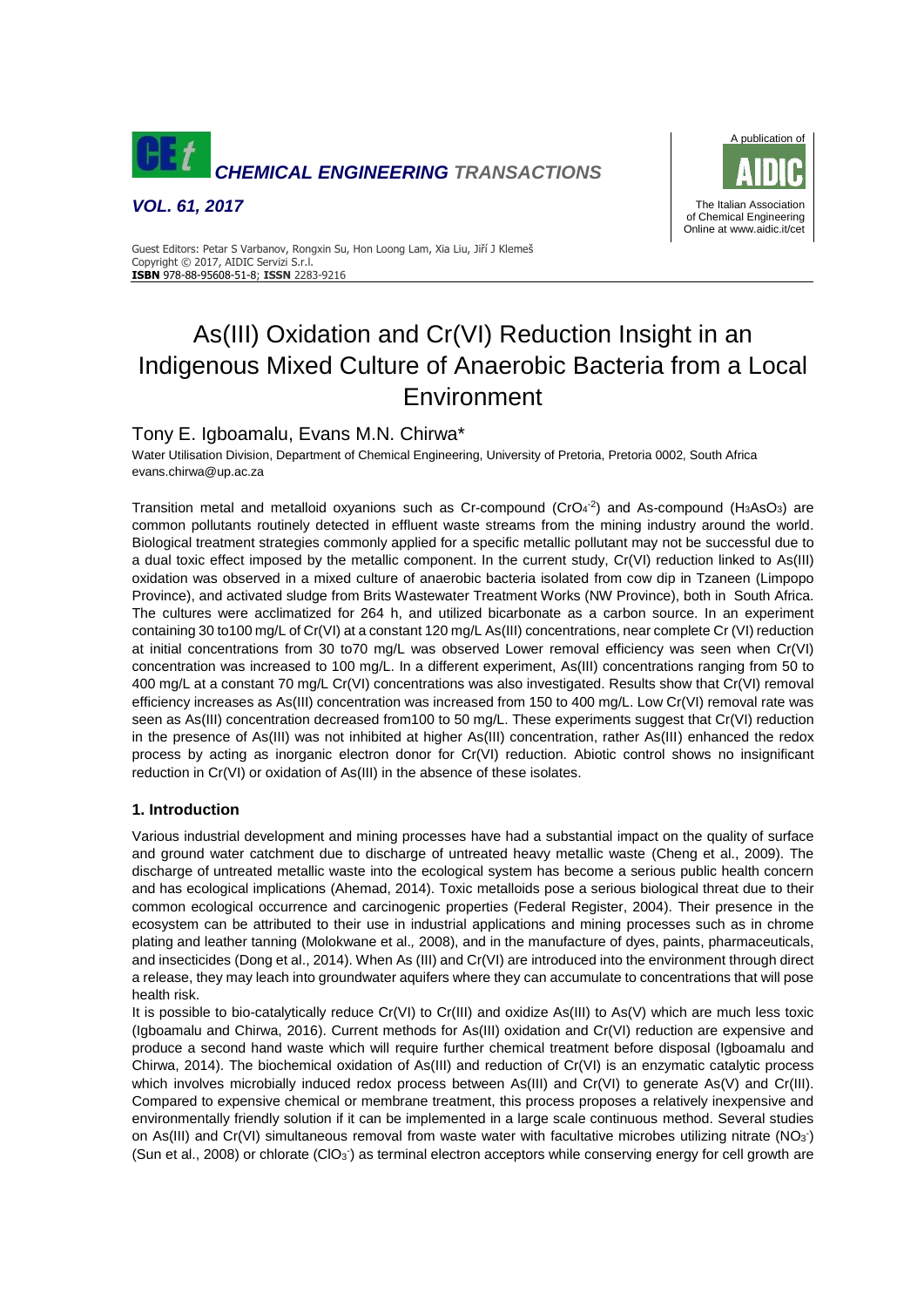# As(III) Oxidation and Cr(VI) Reduction Insight in an Indigenous Mixed Culture of Anaerobic Bacteria from a Local Environment

Tony E. Igboamalu, Evans M.N. Chirwa*

Water Utilisation Division, Department of Chemical Engineering, University of Pretoria, Pretoria 0002, South Africa
evans.chirwa@up.ac.za

Transition metal and metalloid oxyanions such as Cr-compound ($CrO_4^{-2}$) and As-compound ($H_3AsO_3$) are common pollutants routinely detected in effluent waste streams from the mining industry around the world. Biological treatment strategies commonly applied for a specific metallic pollutant may not be successful due to a dual toxic effect imposed by the metallic component. In the current study, Cr(VI) reduction linked to As(III) oxidation was observed in a mixed culture of anaerobic bacteria isolated from cow dip in Tzaneen (Limpopo Province), and activated sludge from Brits Wastewater Treatment Works (NW Province), both in South Africa. The cultures were acclimatized for 264 h, and utilized bicarbonate as a carbon source. In an experiment containing 30 to100 mg/L of Cr(VI) at a constant 120 mg/L As(III) concentrations, near complete Cr (VI) reduction at initial concentrations from 30 to70 mg/L was observed Lower removal efficiency was seen when Cr(VI) concentration was increased to 100 mg/L. In a different experiment, As(III) concentrations ranging from 50 to 400 mg/L at a constant 70 mg/L Cr(VI) concentrations was also investigated. Results show that Cr(VI) removal efficiency increases as As(III) concentration was increased from 150 to 400 mg/L. Low Cr(VI) removal rate was seen as As(III) concentration decreased from100 to 50 mg/L. These experiments suggest that Cr(VI) reduction in the presence of As(III) was not inhibited at higher As(III) concentration, rather As(III) enhanced the redox process by acting as inorganic electron donor for Cr(VI) reduction. Abiotic control shows no insignificant reduction in Cr(VI) or oxidation of As(III) in the absence of these isolates.

## 1. Introduction

Various industrial development and mining processes have had a substantial impact on the quality of surface and ground water catchment due to discharge of untreated heavy metallic waste (Cheng et al., 2009). The discharge of untreated metallic waste into the ecological system has become a serious public health concern and has ecological implications (Ahemad, 2014). Toxic metalloids pose a serious biological threat due to their common ecological occurrence and carcinogenic properties (Federal Register, 2004). Their presence in the ecosystem can be attributed to their use in industrial applications and mining processes such as in chrome plating and leather tanning (Molokwane et al., 2008), and in the manufacture of dyes, paints, pharmaceuticals, and insecticides (Dong et al., 2014). When As (III) and Cr(VI) are introduced into the environment through direct a release, they may leach into groundwater aquifers where they can accumulate to concentrations that will pose health risk.

It is possible to bio-catalytically reduce Cr(VI) to Cr(III) and oxidize As(III) to As(V) which are much less toxic (Igboamalu and Chirwa, 2016). Current methods for As(III) oxidation and Cr(VI) reduction are expensive and produce a second hand waste which will require further chemical treatment before disposal (Igboamalu and Chirwa, 2014). The biochemical oxidation of As(III) and reduction of Cr(VI) is an enzymatic catalytic process which involves microbially induced redox process between As(III) and Cr(VI) to generate As(V) and Cr(III). Compared to expensive chemical or membrane treatment, this process proposes a relatively inexpensive and environmentally friendly solution if it can be implemented in a large scale continuous method. Several studies on As(III) and Cr(VI) simultaneous removal from waste water with facultative microbes utilizing nitrate ($NO_3^-$) (Sun et al., 2008) or chlorate ($ClO_3^-$) as terminal electron acceptors while conserving energy for cell growth are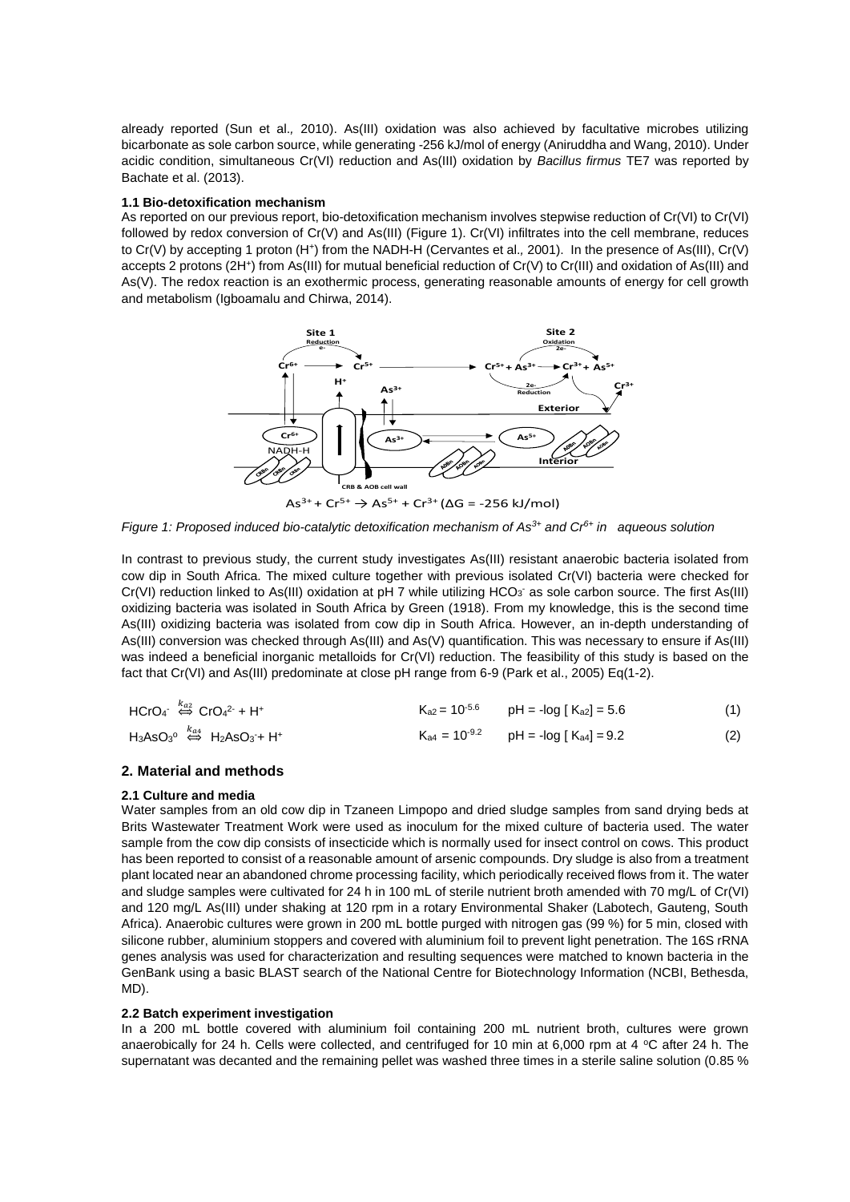already reported (Sun et al., 2010). As(III) oxidation was also achieved by facultative microbes utilizing bicarbonate as sole carbon source, while generating -256 kJ/mol of energy (Aniruddha and Wang, 2010). Under acidic condition, simultaneous Cr(VI) reduction and As(III) oxidation by *Bacillus firmus* TE7 was reported by Bachate et al. (2013).

### 1.1 Bio-detoxification mechanism

As reported on our previous report, bio-detoxification mechanism involves stepwise reduction of Cr(VI) to Cr(VI) followed by redox conversion of Cr(V) and As(III) (Figure 1). Cr(VI) infiltrates into the cell membrane, reduces to Cr(V) by accepting 1 proton ($H^+$) from the NADH-H (Cervantes et al., 2001). In the presence of As(III), Cr(V) accepts 2 protons ($2H^+$) from As(III) for mutual beneficial reduction of Cr(V) to Cr(III) and oxidation of As(III) and As(V). The redox reaction is an exothermic process, generating reasonable amounts of energy for cell growth and metabolism (Igboamalu and Chirwa, 2014).

$$As^{3+} + Cr^{5+} \rightarrow As^{5+} + Cr^{3+} \; (\Delta G = -256 \text{ kJ/mol})$$

*Figure 1: Proposed induced bio-catalytic detoxification mechanism of $As^{3+}$ and $Cr^{6+}$ in aqueous solution*

In contrast to previous study, the current study investigates As(III) resistant anaerobic bacteria isolated from cow dip in South Africa. The mixed culture together with previous isolated Cr(VI) bacteria were checked for Cr(VI) reduction linked to As(III) oxidation at pH 7 while utilizing $HCO_3^-$ as sole carbon source. The first As(III) oxidizing bacteria was isolated in South Africa by Green (1918). From my knowledge, this is the second time As(III) oxidizing bacteria was isolated from cow dip in South Africa. However, an in-depth understanding of As(III) conversion was checked through As(III) and As(V) quantification. This was necessary to ensure if As(III) was indeed a beneficial inorganic metalloids for Cr(VI) reduction. The feasibility of this study is based on the fact that Cr(VI) and As(III) predominate at close pH range from 6-9 (Park et al., 2005) Eq(1-2).

$$HCrO_4^- \overset{k_{a2}}{\Leftrightarrow} CrO_4^{2-} + H^+ \qquad K_{a2} = 10^{-5.6} \qquad pH = -\log[K_{a2}] = 5.6 \qquad (1)$$

$$H_3AsO_3^0 \overset{k_{a4}}{\Leftrightarrow} H_2AsO_3^- + H^+ \qquad K_{a4} = 10^{-9.2} \qquad pH = -\log[K_{a4}] = 9.2 \qquad (2)$$

## 2. Material and methods

### 2.1 Culture and media

Water samples from an old cow dip in Tzaneen Limpopo and dried sludge samples from sand drying beds at Brits Wastewater Treatment Work were used as inoculum for the mixed culture of bacteria used. The water sample from the cow dip consists of insecticide which is normally used for insect control on cows. This product has been reported to consist of a reasonable amount of arsenic compounds. Dry sludge is also from a treatment plant located near an abandoned chrome processing facility, which periodically received flows from it. The water and sludge samples were cultivated for 24 h in 100 mL of sterile nutrient broth amended with 70 mg/L of Cr(VI) and 120 mg/L As(III) under shaking at 120 rpm in a rotary Environmental Shaker (Labotech, Gauteng, South Africa). Anaerobic cultures were grown in 200 mL bottle purged with nitrogen gas (99 %) for 5 min, closed with silicone rubber, aluminium stoppers and covered with aluminium foil to prevent light penetration. The 16S rRNA genes analysis was used for characterization and resulting sequences were matched to known bacteria in the GenBank using a basic BLAST search of the National Centre for Biotechnology Information (NCBI, Bethesda, MD).

### 2.2 Batch experiment investigation

In a 200 mL bottle covered with aluminium foil containing 200 mL nutrient broth, cultures were grown anaerobically for 24 h. Cells were collected, and centrifuged for 10 min at 6,000 rpm at 4 °C after 24 h. The supernatant was decanted and the remaining pellet was washed three times in a sterile saline solution (0.85 %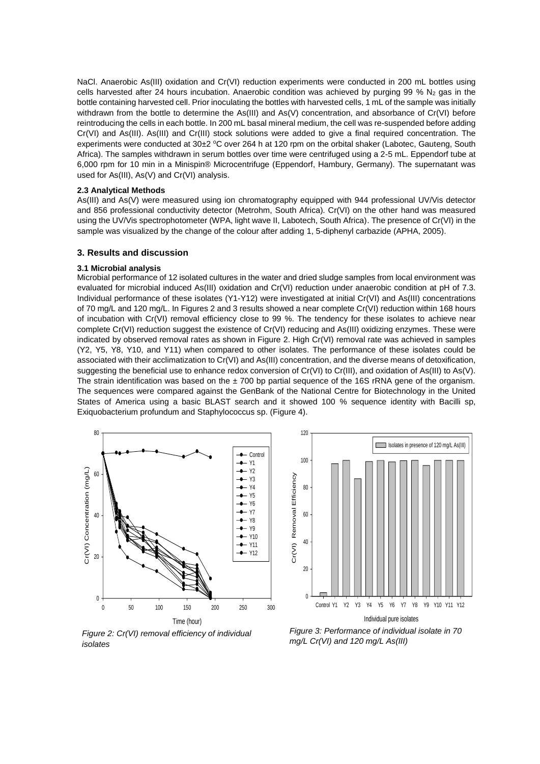NaCl. Anaerobic As(III) oxidation and Cr(VI) reduction experiments were conducted in 200 mL bottles using cells harvested after 24 hours incubation. Anaerobic condition was achieved by purging 99 % $N_2$ gas in the bottle containing harvested cell. Prior inoculating the bottles with harvested cells, 1 mL of the sample was initially withdrawn from the bottle to determine the As(III) and As(V) concentration, and absorbance of Cr(VI) before reintroducing the cells in each bottle. In 200 mL basal mineral medium, the cell was re-suspended before adding Cr(VI) and As(III). As(III) and Cr(III) stock solutions were added to give a final required concentration. The experiments were conducted at 30±2 °C over 264 h at 120 rpm on the orbital shaker (Labotec, Gauteng, South Africa). The samples withdrawn in serum bottles over time were centrifuged using a 2-5 mL. Eppendorf tube at 6,000 rpm for 10 min in a Minispin® Microcentrifuge (Eppendorf, Hambury, Germany). The supernatant was used for As(III), As(V) and Cr(VI) analysis.

### 2.3 Analytical Methods

As(III) and As(V) were measured using ion chromatography equipped with 944 professional UV/Vis detector and 856 professional conductivity detector (Metrohm, South Africa). Cr(VI) on the other hand was measured using the UV/Vis spectrophotometer (WPA, light wave II, Labotech, South Africa). The presence of Cr(VI) in the sample was visualized by the change of the colour after adding 1, 5-diphenyl carbazide (APHA, 2005).

## 3. Results and discussion

### 3.1 Microbial analysis

Microbial performance of 12 isolated cultures in the water and dried sludge samples from local environment was evaluated for microbial induced As(III) oxidation and Cr(VI) reduction under anaerobic condition at pH of 7.3. Individual performance of these isolates (Y1-Y12) were investigated at initial Cr(VI) and As(III) concentrations of 70 mg/L and 120 mg/L. In Figures 2 and 3 results showed a near complete Cr(VI) reduction within 168 hours of incubation with Cr(VI) removal efficiency close to 99 %. The tendency for these isolates to achieve near complete Cr(VI) reduction suggest the existence of Cr(VI) reducing and As(III) oxidizing enzymes. These were indicated by observed removal rates as shown in Figure 2. High Cr(VI) removal rate was achieved in samples (Y2, Y5, Y8, Y10, and Y11) when compared to other isolates. The performance of these isolates could be associated with their acclimatization to Cr(VI) and As(III) concentration, and the diverse means of detoxification, suggesting the beneficial use to enhance redox conversion of Cr(VI) to Cr(III), and oxidation of As(III) to As(V). The strain identification was based on the ± 700 bp partial sequence of the 16S rRNA gene of the organism. The sequences were compared against the GenBank of the National Centre for Biotechnology in the United States of America using a basic BLAST search and it showed 100 % sequence identity with Bacilli sp, Exiquobacterium profundum and Staphylococcus sp. (Figure 4).

*Figure 2: Cr(VI) removal efficiency of individual isolates*

*Figure 3: Performance of individual isolate in 70 mg/L Cr(VI) and 120 mg/L As(III)*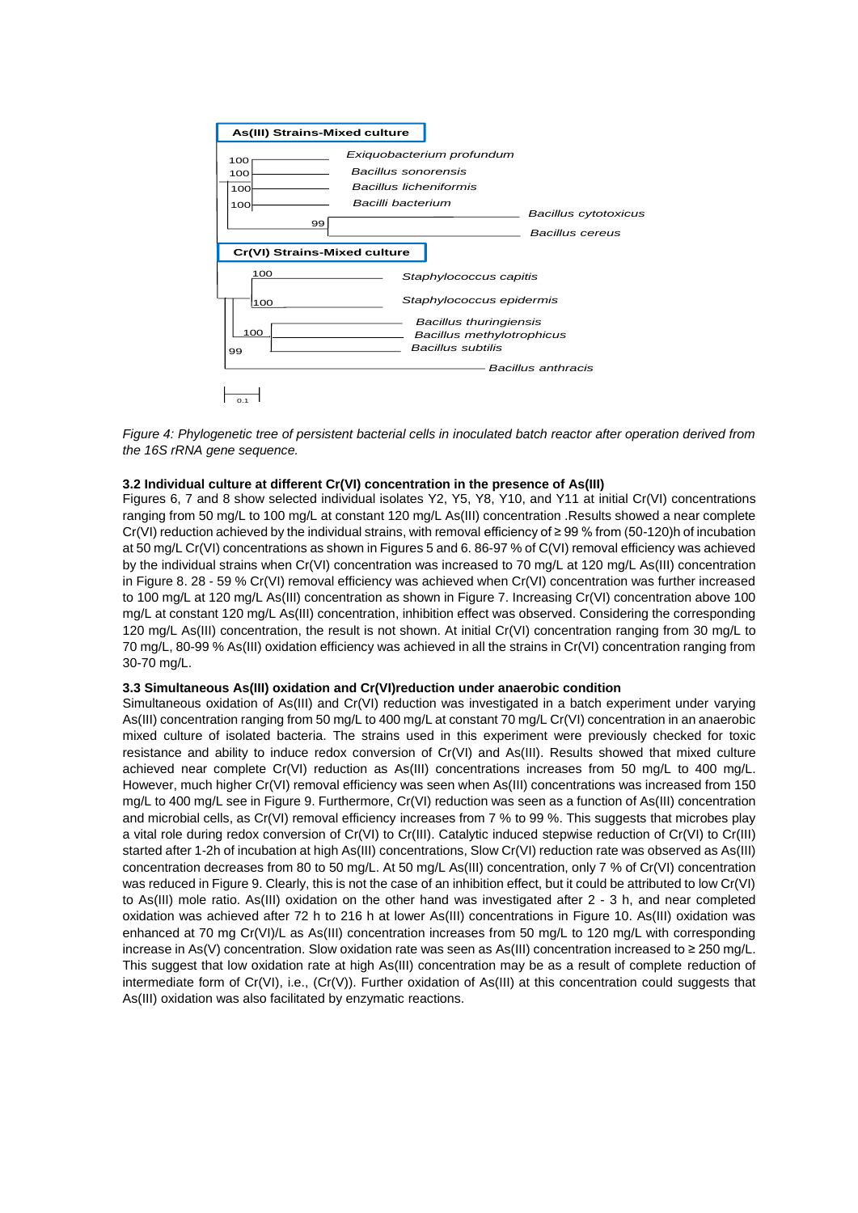*Figure 4: Phylogenetic tree of persistent bacterial cells in inoculated batch reactor after operation derived from the 16S rRNA gene sequence.*

### 3.2 Individual culture at different Cr(VI) concentration in the presence of As(III)

Figures 6, 7 and 8 show selected individual isolates Y2, Y5, Y8, Y10, and Y11 at initial Cr(VI) concentrations ranging from 50 mg/L to 100 mg/L at constant 120 mg/L As(III) concentration .Results showed a near complete Cr(VI) reduction achieved by the individual strains, with removal efficiency of ≥ 99 % from (50-120)h of incubation at 50 mg/L Cr(VI) concentrations as shown in Figures 5 and 6. 86-97 % of C(VI) removal efficiency was achieved by the individual strains when Cr(VI) concentration was increased to 70 mg/L at 120 mg/L As(III) concentration in Figure 8. 28 - 59 % Cr(VI) removal efficiency was achieved when Cr(VI) concentration was further increased to 100 mg/L at 120 mg/L As(III) concentration as shown in Figure 7. Increasing Cr(VI) concentration above 100 mg/L at constant 120 mg/L As(III) concentration, inhibition effect was observed. Considering the corresponding 120 mg/L As(III) concentration, the result is not shown. At initial Cr(VI) concentration ranging from 30 mg/L to 70 mg/L, 80-99 % As(III) oxidation efficiency was achieved in all the strains in Cr(VI) concentration ranging from 30-70 mg/L.

### 3.3 Simultaneous As(III) oxidation and Cr(VI)reduction under anaerobic condition

Simultaneous oxidation of As(III) and Cr(VI) reduction was investigated in a batch experiment under varying As(III) concentration ranging from 50 mg/L to 400 mg/L at constant 70 mg/L Cr(VI) concentration in an anaerobic mixed culture of isolated bacteria. The strains used in this experiment were previously checked for toxic resistance and ability to induce redox conversion of Cr(VI) and As(III). Results showed that mixed culture achieved near complete Cr(VI) reduction as As(III) concentrations increases from 50 mg/L to 400 mg/L. However, much higher Cr(VI) removal efficiency was seen when As(III) concentrations was increased from 150 mg/L to 400 mg/L see in Figure 9. Furthermore, Cr(VI) reduction was seen as a function of As(III) concentration and microbial cells, as Cr(VI) removal efficiency increases from 7 % to 99 %. This suggests that microbes play a vital role during redox conversion of Cr(VI) to Cr(III). Catalytic induced stepwise reduction of Cr(VI) to Cr(III) started after 1-2h of incubation at high As(III) concentrations, Slow Cr(VI) reduction rate was observed as As(III) concentration decreases from 80 to 50 mg/L. At 50 mg/L As(III) concentration, only 7 % of Cr(VI) concentration was reduced in Figure 9. Clearly, this is not the case of an inhibition effect, but it could be attributed to low Cr(VI) to As(III) mole ratio. As(III) oxidation on the other hand was investigated after 2 - 3 h, and near completed oxidation was achieved after 72 h to 216 h at lower As(III) concentrations in Figure 10. As(III) oxidation was enhanced at 70 mg Cr(VI)/L as As(III) concentration increases from 50 mg/L to 120 mg/L with corresponding increase in As(V) concentration. Slow oxidation rate was seen as As(III) concentration increased to ≥ 250 mg/L. This suggest that low oxidation rate at high As(III) concentration may be as a result of complete reduction of intermediate form of Cr(VI), i.e., (Cr(V)). Further oxidation of As(III) at this concentration could suggests that As(III) oxidation was also facilitated by enzymatic reactions.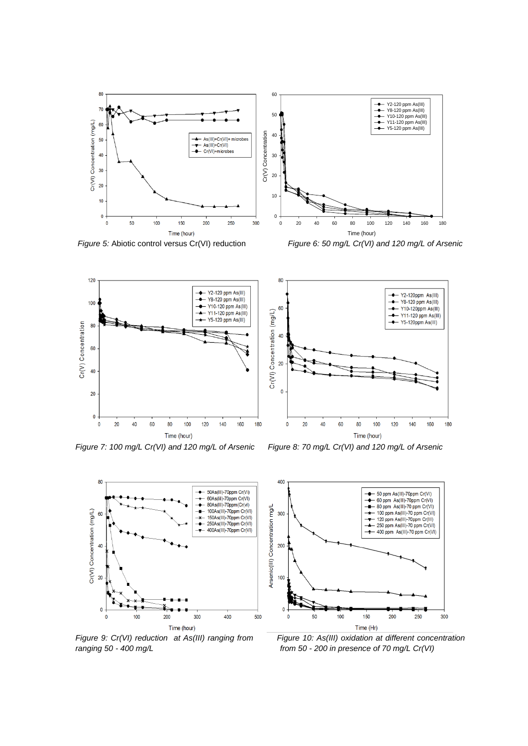*Figure 5:* Abiotic control versus Cr(VI) reduction

*Figure 6: 50 mg/L Cr(VI) and 120 mg/L of Arsenic*

*Figure 7: 100 mg/L Cr(VI) and 120 mg/L of Arsenic*

*Figure 8: 70 mg/L Cr(VI) and 120 mg/L of Arsenic*

*Figure 9: Cr(VI) reduction at As(III) ranging from ranging 50 - 400 mg/L*

*Figure 10: As(III) oxidation at different concentration from 50 - 200 in presence of 70 mg/L Cr(VI)*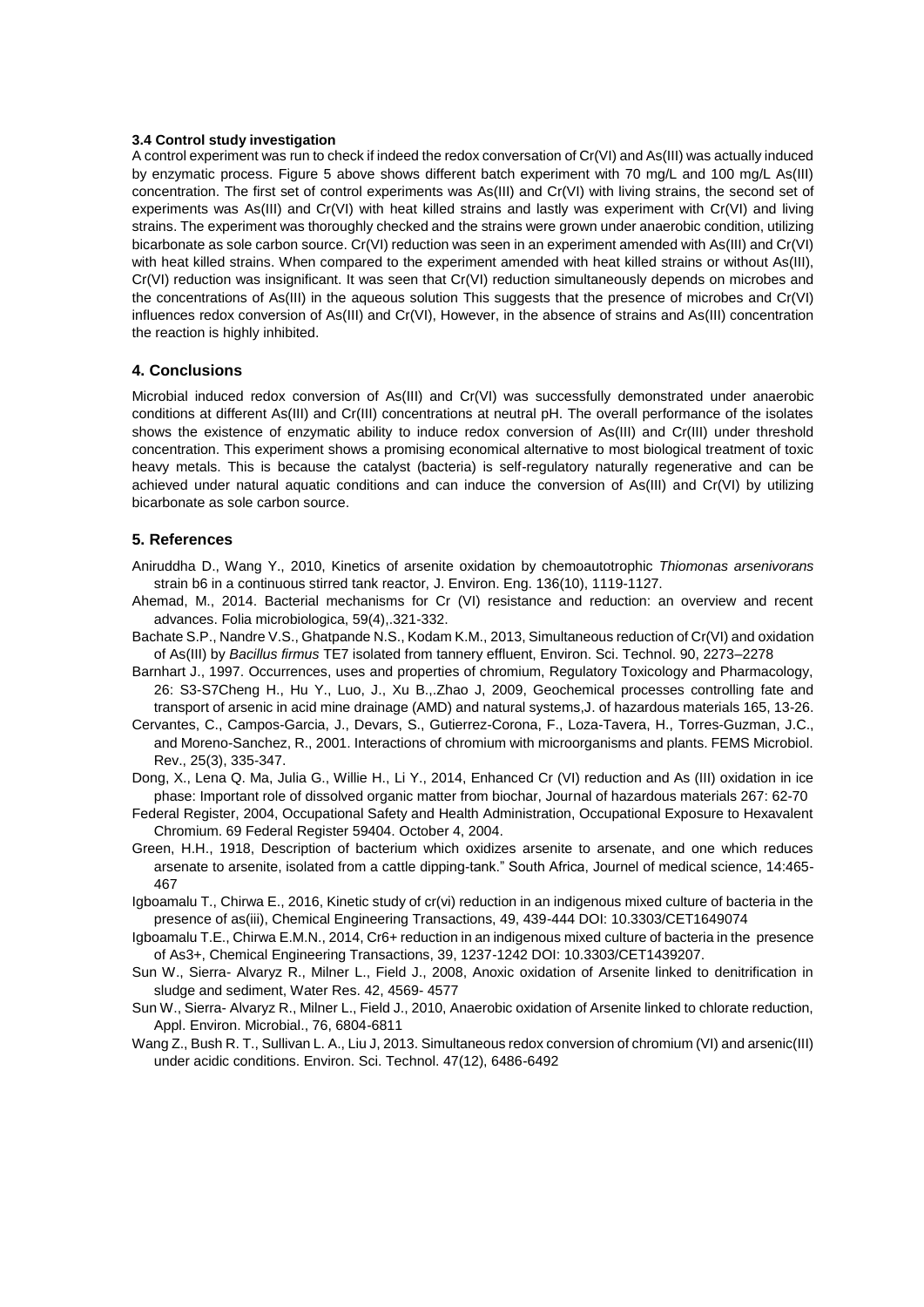### 3.4 Control study investigation

A control experiment was run to check if indeed the redox conversation of Cr(VI) and As(III) was actually induced by enzymatic process. Figure 5 above shows different batch experiment with 70 mg/L and 100 mg/L As(III) concentration. The first set of control experiments was As(III) and Cr(VI) with living strains, the second set of experiments was As(III) and Cr(VI) with heat killed strains and lastly was experiment with Cr(VI) and living strains. The experiment was thoroughly checked and the strains were grown under anaerobic condition, utilizing bicarbonate as sole carbon source. Cr(VI) reduction was seen in an experiment amended with As(III) and Cr(VI) with heat killed strains. When compared to the experiment amended with heat killed strains or without As(III), Cr(VI) reduction was insignificant. It was seen that Cr(VI) reduction simultaneously depends on microbes and the concentrations of As(III) in the aqueous solution This suggests that the presence of microbes and Cr(VI) influences redox conversion of As(III) and Cr(VI), However, in the absence of strains and As(III) concentration the reaction is highly inhibited.

## 4. Conclusions

Microbial induced redox conversion of As(III) and Cr(VI) was successfully demonstrated under anaerobic conditions at different As(III) and Cr(III) concentrations at neutral pH. The overall performance of the isolates shows the existence of enzymatic ability to induce redox conversion of As(III) and Cr(III) under threshold concentration. This experiment shows a promising economical alternative to most biological treatment of toxic heavy metals. This is because the catalyst (bacteria) is self-regulatory naturally regenerative and can be achieved under natural aquatic conditions and can induce the conversion of As(III) and Cr(VI) by utilizing bicarbonate as sole carbon source.

## 5. References

Aniruddha D., Wang Y., 2010, Kinetics of arsenite oxidation by chemoautotrophic *Thiomonas arsenivorans* strain b6 in a continuous stirred tank reactor, J. Environ. Eng. 136(10), 1119-1127.

Ahemad, M., 2014. Bacterial mechanisms for Cr (VI) resistance and reduction: an overview and recent advances. Folia microbiologica, 59(4),.321-332.

Bachate S.P., Nandre V.S., Ghatpande N.S., Kodam K.M., 2013, Simultaneous reduction of Cr(VI) and oxidation of As(III) by *Bacillus firmus* TE7 isolated from tannery effluent, Environ. Sci. Technol. 90, 2273–2278

Barnhart J., 1997. Occurrences, uses and properties of chromium, Regulatory Toxicology and Pharmacology, 26: S3-S7Cheng H., Hu Y., Luo, J., Xu B.,.Zhao J, 2009, Geochemical processes controlling fate and transport of arsenic in acid mine drainage (AMD) and natural systems,J. of hazardous materials 165, 13-26.

Cervantes, C., Campos-Garcia, J., Devars, S., Gutierrez-Corona, F., Loza-Tavera, H., Torres-Guzman, J.C., and Moreno-Sanchez, R., 2001. Interactions of chromium with microorganisms and plants. FEMS Microbiol. Rev., 25(3), 335-347.

Dong, X., Lena Q. Ma, Julia G., Willie H., Li Y., 2014, Enhanced Cr (VI) reduction and As (III) oxidation in ice phase: Important role of dissolved organic matter from biochar, Journal of hazardous materials 267: 62-70

Federal Register, 2004, Occupational Safety and Health Administration, Occupational Exposure to Hexavalent Chromium. 69 Federal Register 59404. October 4, 2004.

Green, H.H., 1918, Description of bacterium which oxidizes arsenite to arsenate, and one which reduces arsenate to arsenite, isolated from a cattle dipping-tank." South Africa, Journel of medical science, 14:465-467

Igboamalu T., Chirwa E., 2016, Kinetic study of cr(vi) reduction in an indigenous mixed culture of bacteria in the presence of as(iii), Chemical Engineering Transactions, 49, 439-444 DOI: 10.3303/CET1649074

Igboamalu T.E., Chirwa E.M.N., 2014, Cr6+ reduction in an indigenous mixed culture of bacteria in the presence of As3+, Chemical Engineering Transactions, 39, 1237-1242 DOI: 10.3303/CET1439207.

Sun W., Sierra- Alvaryz R., Milner L., Field J., 2008, Anoxic oxidation of Arsenite linked to denitrification in sludge and sediment, Water Res. 42, 4569- 4577

Sun W., Sierra- Alvaryz R., Milner L., Field J., 2010, Anaerobic oxidation of Arsenite linked to chlorate reduction, Appl. Environ. Microbial., 76, 6804-6811

Wang Z., Bush R. T., Sullivan L. A., Liu J, 2013. Simultaneous redox conversion of chromium (VI) and arsenic(III) under acidic conditions. Environ. Sci. Technol. 47(12), 6486-6492